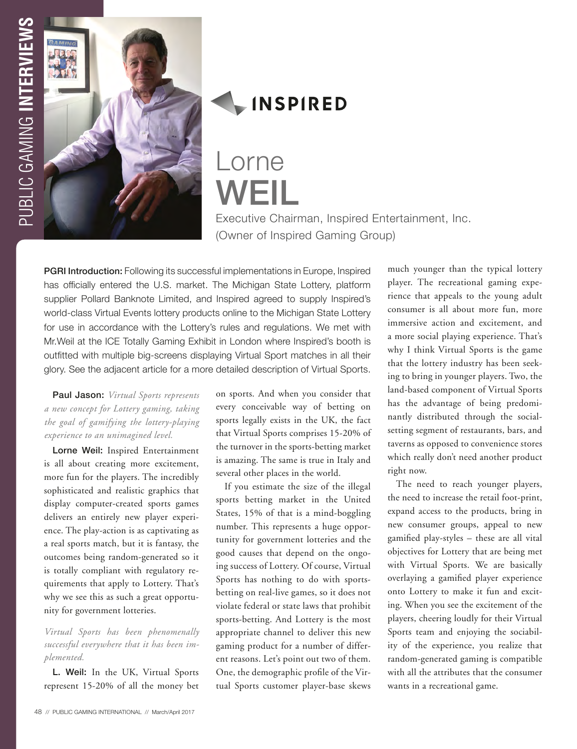# INSPIRED

# Lorne **WEIL**

Executive Chairman, Inspired Entertainment, Inc.
(Owner of Inspired Gaming Group)

**PGRI Introduction:** Following its successful implementations in Europe, Inspired has officially entered the U.S. market. The Michigan State Lottery, platform supplier Pollard Banknote Limited, and Inspired agreed to supply Inspired's world-class Virtual Events lottery products online to the Michigan State Lottery for use in accordance with the Lottery's rules and regulations. We met with Mr.Weil at the ICE Totally Gaming Exhibit in London where Inspired's booth is outfitted with multiple big-screens displaying Virtual Sport matches in all their glory. See the adjacent article for a more detailed description of Virtual Sports.

**Paul Jason:** *Virtual Sports represents a new concept for Lottery gaming, taking the goal of gamifying the lottery-playing experience to an unimagined level.*

**Lorne Weil:** Inspired Entertainment is all about creating more excitement, more fun for the players. The incredibly sophisticated and realistic graphics that display computer-created sports games delivers an entirely new player experience. The play-action is as captivating as a real sports match, but it is fantasy, the outcomes being random-generated so it is totally compliant with regulatory requirements that apply to Lottery. That's why we see this as such a great opportunity for government lotteries.

*Virtual Sports has been phenomenally successful everywhere that it has been implemented.*

**L. Weil:** In the UK, Virtual Sports represent 15-20% of all the money bet on sports. And when you consider that every conceivable way of betting on sports legally exists in the UK, the fact that Virtual Sports comprises 15-20% of the turnover in the sports-betting market is amazing. The same is true in Italy and several other places in the world.

If you estimate the size of the illegal sports betting market in the United States, 15% of that is a mind-boggling number. This represents a huge opportunity for government lotteries and the good causes that depend on the ongoing success of Lottery. Of course, Virtual Sports has nothing to do with sports-betting on real-live games, so it does not violate federal or state laws that prohibit sports-betting. And Lottery is the most appropriate channel to deliver this new gaming product for a number of different reasons. Let's point out two of them. One, the demographic profile of the Virtual Sports customer player-base skews much younger than the typical lottery player. The recreational gaming experience that appeals to the young adult consumer is all about more fun, more immersive action and excitement, and a more social playing experience. That's why I think Virtual Sports is the game that the lottery industry has been seeking to bring in younger players. Two, the land-based component of Virtual Sports has the advantage of being predominantly distributed through the social-setting segment of restaurants, bars, and taverns as opposed to convenience stores which really don't need another product right now.

The need to reach younger players, the need to increase the retail foot-print, expand access to the products, bring in new consumer groups, appeal to new gamified play-styles – these are all vital objectives for Lottery that are being met with Virtual Sports. We are basically overlaying a gamified player experience onto Lottery to make it fun and exciting. When you see the excitement of the players, cheering loudly for their Virtual Sports team and enjoying the sociability of the experience, you realize that random-generated gaming is compatible with all the attributes that the consumer wants in a recreational game.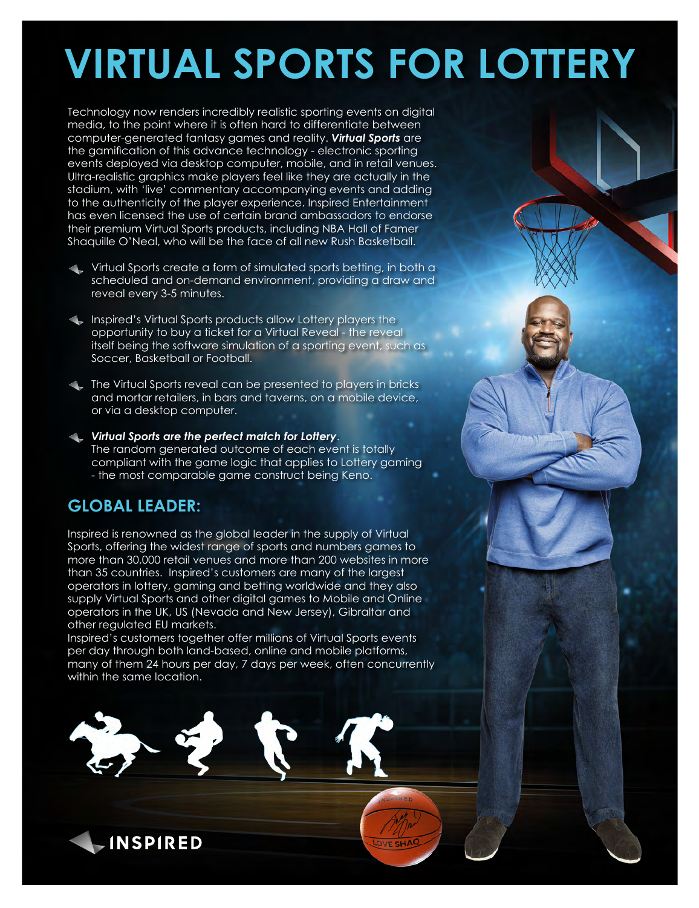# VIRTUAL SPORTS FOR LOTTERY

Technology now renders incredibly realistic sporting events on digital media, to the point where it is often hard to differentiate between computer-generated fantasy games and reality. ***Virtual Sports*** are the gamification of this advance technology - electronic sporting events deployed via desktop computer, mobile, and in retail venues. Ultra-realistic graphics make players feel like they are actually in the stadium, with 'live' commentary accompanying events and adding to the authenticity of the player experience. Inspired Entertainment has even licensed the use of certain brand ambassadors to endorse their premium Virtual Sports products, including NBA Hall of Famer Shaquille O'Neal, who will be the face of all new Rush Basketball.

- Virtual Sports create a form of simulated sports betting, in both a scheduled and on-demand environment, providing a draw and reveal every 3-5 minutes.
- Inspired's Virtual Sports products allow Lottery players the opportunity to buy a ticket for a Virtual Reveal - the reveal itself being the software simulation of a sporting event, such as Soccer, Basketball or Football.
- The Virtual Sports reveal can be presented to players in bricks and mortar retailers, in bars and taverns, on a mobile device, or via a desktop computer.
- ***Virtual Sports are the perfect match for Lottery***.
  The random generated outcome of each event is totally compliant with the game logic that applies to Lottery gaming - the most comparable game construct being Keno.

## GLOBAL LEADER:

Inspired is renowned as the global leader in the supply of Virtual Sports, offering the widest range of sports and numbers games to more than 30,000 retail venues and more than 200 websites in more than 35 countries. Inspired's customers are many of the largest operators in lottery, gaming and betting worldwide and they also supply Virtual Sports and other digital games to Mobile and Online operators in the UK, US (Nevada and New Jersey), Gibraltar and other regulated EU markets.

Inspired's customers together offer millions of Virtual Sports events per day through both land-based, online and mobile platforms, many of them 24 hours per day, 7 days per week, often concurrently within the same location.

INSPIRED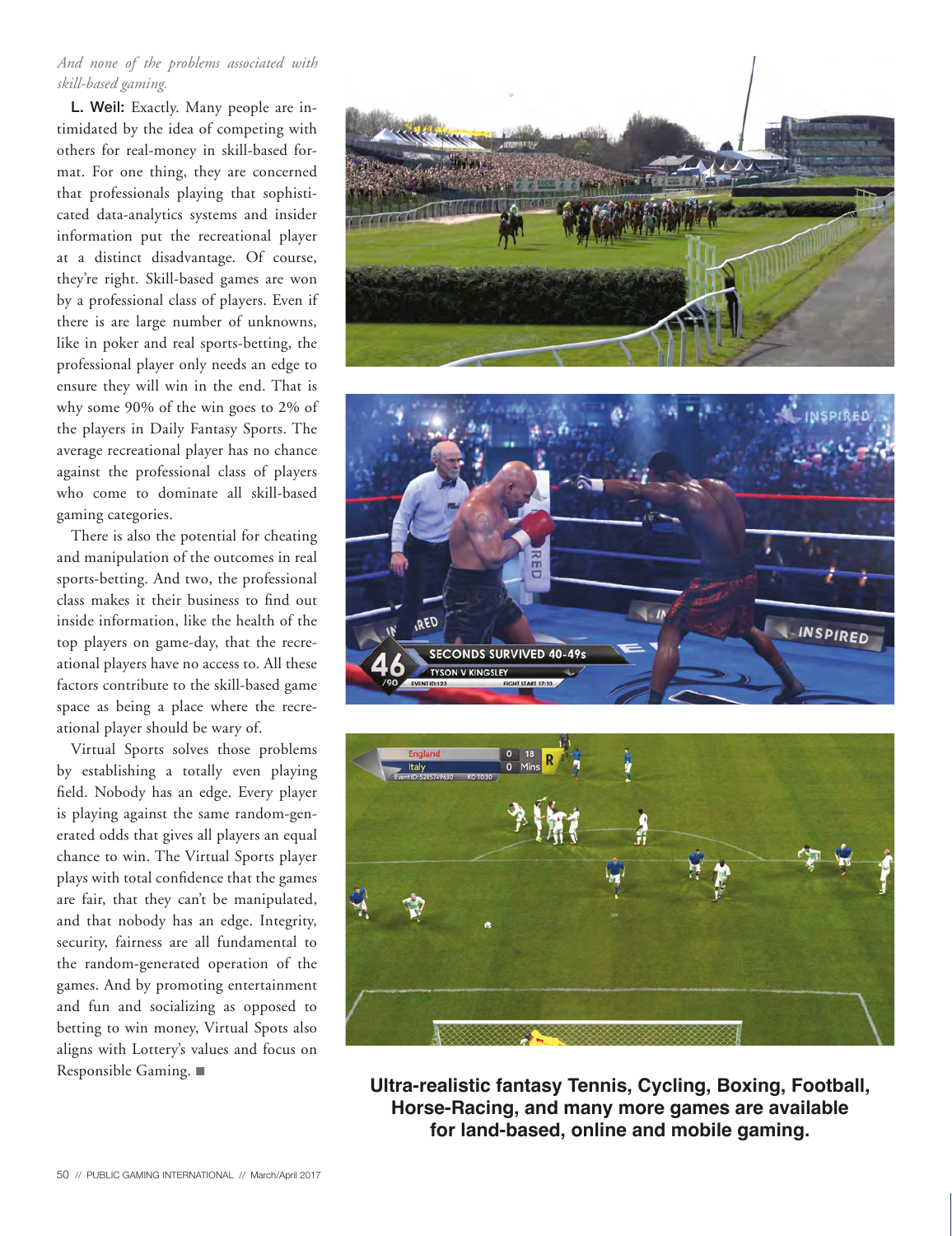*And none of the problems associated with skill-based gaming.*

**L. Weil:** Exactly. Many people are intimidated by the idea of competing with others for real-money in skill-based format. For one thing, they are concerned that professionals playing that sophisticated data-analytics systems and insider information put the recreational player at a distinct disadvantage. Of course, they're right. Skill-based games are won by a professional class of players. Even if there is are large number of unknowns, like in poker and real sports-betting, the professional player only needs an edge to ensure they will win in the end. That is why some 90% of the win goes to 2% of the players in Daily Fantasy Sports. The average recreational player has no chance against the professional class of players who come to dominate all skill-based gaming categories.

There is also the potential for cheating and manipulation of the outcomes in real sports-betting. And two, the professional class makes it their business to find out inside information, like the health of the top players on game-day, that the recreational players have no access to. All these factors contribute to the skill-based game space as being a place where the recreational player should be wary of.

Virtual Sports solves those problems by establishing a totally even playing field. Nobody has an edge. Every player is playing against the same random-generated odds that gives all players an equal chance to win. The Virtual Sports player plays with total confidence that the games are fair, that they can't be manipulated, and that nobody has an edge. Integrity, security, fairness are all fundamental to the random-generated operation of the games. And by promoting entertainment and fun and socializing as opposed to betting to win money, Virtual Spots also aligns with Lottery's values and focus on Responsible Gaming. ■

**Ultra-realistic fantasy Tennis, Cycling, Boxing, Football, Horse-Racing, and many more games are available for land-based, online and mobile gaming.**